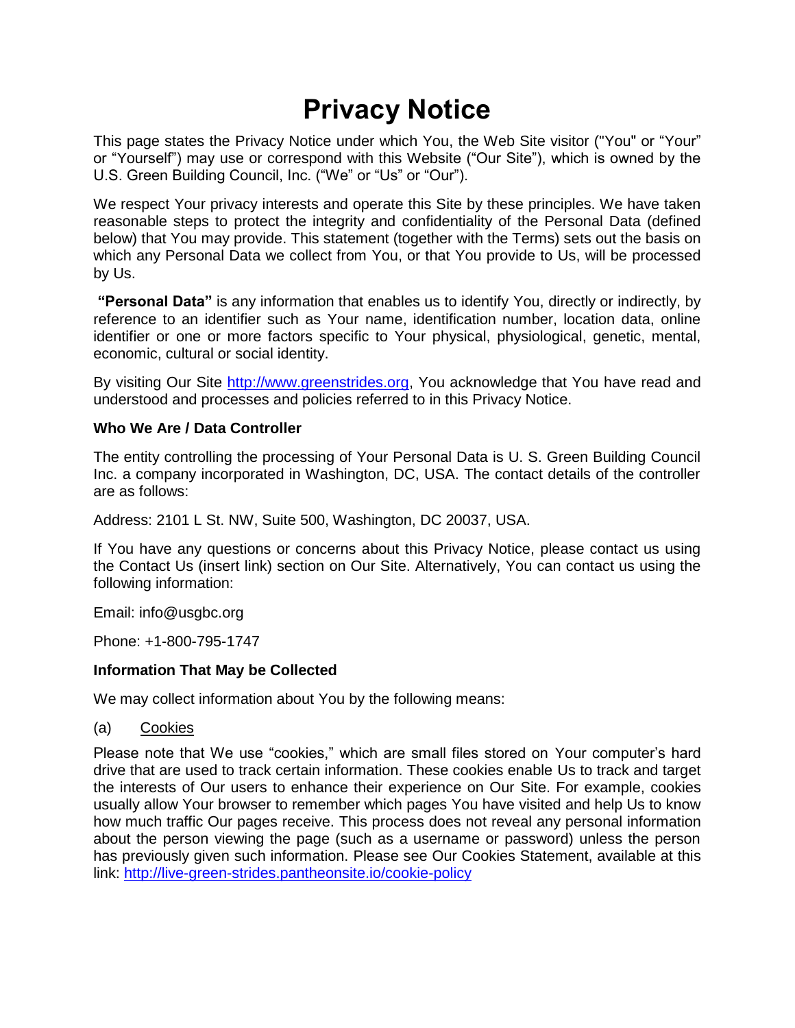# Privacy Notice

This page states the Privacy Notice under which You, the Web Site visitor ("You" or "Your" or "Yourself") may use or correspond with this Website ("Our Site"), which is owned by the U.S. Green Building Council, Inc. ("We" or "Us" or "Our").

We respect Your privacy interests and operate this Site by these principles. We have taken reasonable steps to protect the integrity and confidentiality of the Personal Data (defined below) that You may provide. This statement (together with the Terms) sets out the basis on which any Personal Data we collect from You, or that You provide to Us, will be processed by Us.

**"Personal Data"** is any information that enables us to identify You, directly or indirectly, by reference to an identifier such as Your name, identification number, location data, online identifier or one or more factors specific to Your physical, physiological, genetic, mental, economic, cultural or social identity.

By visiting Our Site [http://www.greenstrides.org](http://www.greenstrides.org), You acknowledge that You have read and understood and processes and policies referred to in this Privacy Notice.

**Who We Are / Data Controller**

The entity controlling the processing of Your Personal Data is U. S. Green Building Council Inc. a company incorporated in Washington, DC, USA. The contact details of the controller are as follows:

Address: 2101 L St. NW, Suite 500, Washington, DC 20037, USA.

If You have any questions or concerns about this Privacy Notice, please contact us using the Contact Us (insert link) section on Our Site. Alternatively, You can contact us using the following information:

Email: info@usgbc.org

Phone: +1-800-795-1747

**Information That May be Collected**

We may collect information about You by the following means:

(a) Cookies

Please note that We use "cookies," which are small files stored on Your computer's hard drive that are used to track certain information. These cookies enable Us to track and target the interests of Our users to enhance their experience on Our Site. For example, cookies usually allow Your browser to remember which pages You have visited and help Us to know how much traffic Our pages receive. This process does not reveal any personal information about the person viewing the page (such as a username or password) unless the person has previously given such information. Please see Our Cookies Statement, available at this link: [http://live-green-strides.pantheonsite.io/cookie-policy](http://live-green-strides.pantheonsite.io/cookie-policy)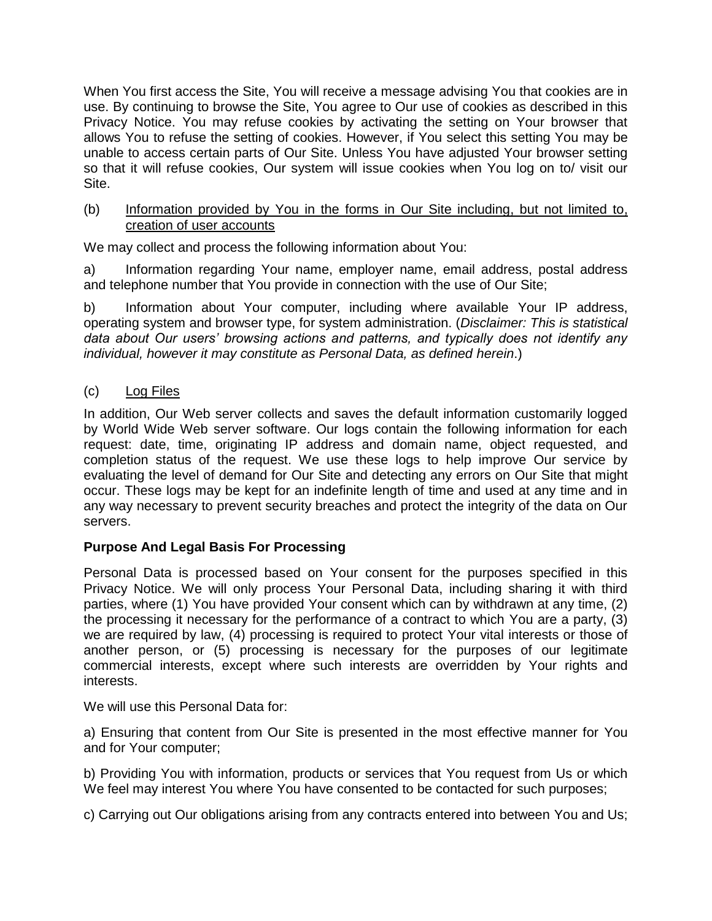When You first access the Site, You will receive a message advising You that cookies are in use. By continuing to browse the Site, You agree to Our use of cookies as described in this Privacy Notice. You may refuse cookies by activating the setting on Your browser that allows You to refuse the setting of cookies. However, if You select this setting You may be unable to access certain parts of Our Site. Unless You have adjusted Your browser setting so that it will refuse cookies, Our system will issue cookies when You log on to/ visit our Site.

(b) <u>Information provided by You in the forms in Our Site including, but not limited to, creation of user accounts</u>

We may collect and process the following information about You:

a) Information regarding Your name, employer name, email address, postal address and telephone number that You provide in connection with the use of Our Site;

b) Information about Your computer, including where available Your IP address, operating system and browser type, for system administration. (*Disclaimer: This is statistical data about Our users' browsing actions and patterns, and typically does not identify any individual, however it may constitute as Personal Data, as defined herein*.)

(c) <u>Log Files</u>

In addition, Our Web server collects and saves the default information customarily logged by World Wide Web server software. Our logs contain the following information for each request: date, time, originating IP address and domain name, object requested, and completion status of the request. We use these logs to help improve Our service by evaluating the level of demand for Our Site and detecting any errors on Our Site that might occur. These logs may be kept for an indefinite length of time and used at any time and in any way necessary to prevent security breaches and protect the integrity of the data on Our servers.

**Purpose And Legal Basis For Processing**

Personal Data is processed based on Your consent for the purposes specified in this Privacy Notice. We will only process Your Personal Data, including sharing it with third parties, where (1) You have provided Your consent which can by withdrawn at any time, (2) the processing it necessary for the performance of a contract to which You are a party, (3) we are required by law, (4) processing is required to protect Your vital interests or those of another person, or (5) processing is necessary for the purposes of our legitimate commercial interests, except where such interests are overridden by Your rights and interests.

We will use this Personal Data for:

a) Ensuring that content from Our Site is presented in the most effective manner for You and for Your computer;

b) Providing You with information, products or services that You request from Us or which We feel may interest You where You have consented to be contacted for such purposes;

c) Carrying out Our obligations arising from any contracts entered into between You and Us;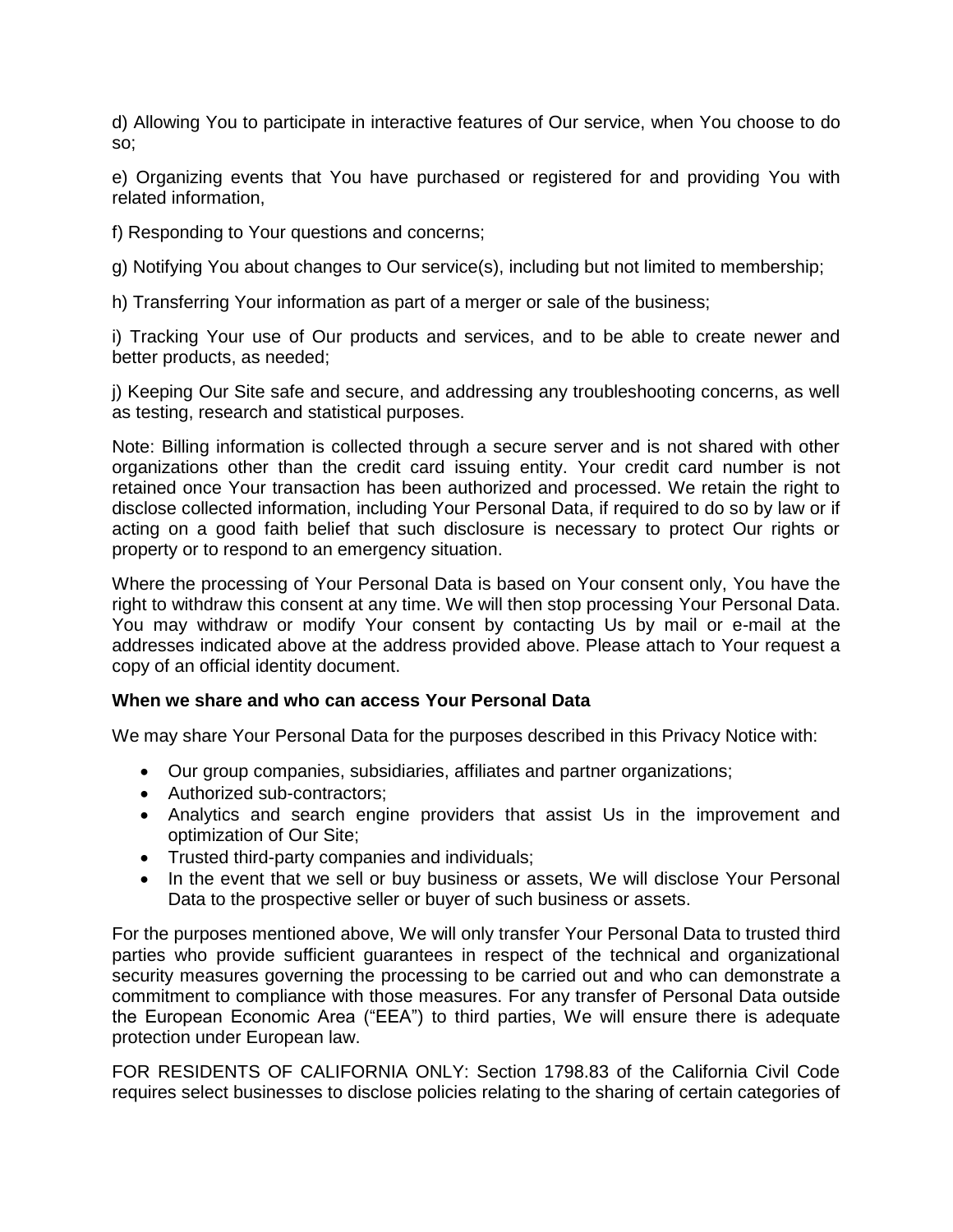d) Allowing You to participate in interactive features of Our service, when You choose to do so;

e) Organizing events that You have purchased or registered for and providing You with related information,

f) Responding to Your questions and concerns;

g) Notifying You about changes to Our service(s), including but not limited to membership;

h) Transferring Your information as part of a merger or sale of the business;

i) Tracking Your use of Our products and services, and to be able to create newer and better products, as needed;

j) Keeping Our Site safe and secure, and addressing any troubleshooting concerns, as well as testing, research and statistical purposes.

Note: Billing information is collected through a secure server and is not shared with other organizations other than the credit card issuing entity. Your credit card number is not retained once Your transaction has been authorized and processed. We retain the right to disclose collected information, including Your Personal Data, if required to do so by law or if acting on a good faith belief that such disclosure is necessary to protect Our rights or property or to respond to an emergency situation.

Where the processing of Your Personal Data is based on Your consent only, You have the right to withdraw this consent at any time. We will then stop processing Your Personal Data. You may withdraw or modify Your consent by contacting Us by mail or e-mail at the addresses indicated above at the address provided above. Please attach to Your request a copy of an official identity document.

**When we share and who can access Your Personal Data**

We may share Your Personal Data for the purposes described in this Privacy Notice with:

- Our group companies, subsidiaries, affiliates and partner organizations;
- Authorized sub-contractors;
- Analytics and search engine providers that assist Us in the improvement and optimization of Our Site;
- Trusted third-party companies and individuals;
- In the event that we sell or buy business or assets, We will disclose Your Personal Data to the prospective seller or buyer of such business or assets.

For the purposes mentioned above, We will only transfer Your Personal Data to trusted third parties who provide sufficient guarantees in respect of the technical and organizational security measures governing the processing to be carried out and who can demonstrate a commitment to compliance with those measures. For any transfer of Personal Data outside the European Economic Area ("EEA") to third parties, We will ensure there is adequate protection under European law.

FOR RESIDENTS OF CALIFORNIA ONLY: Section 1798.83 of the California Civil Code requires select businesses to disclose policies relating to the sharing of certain categories of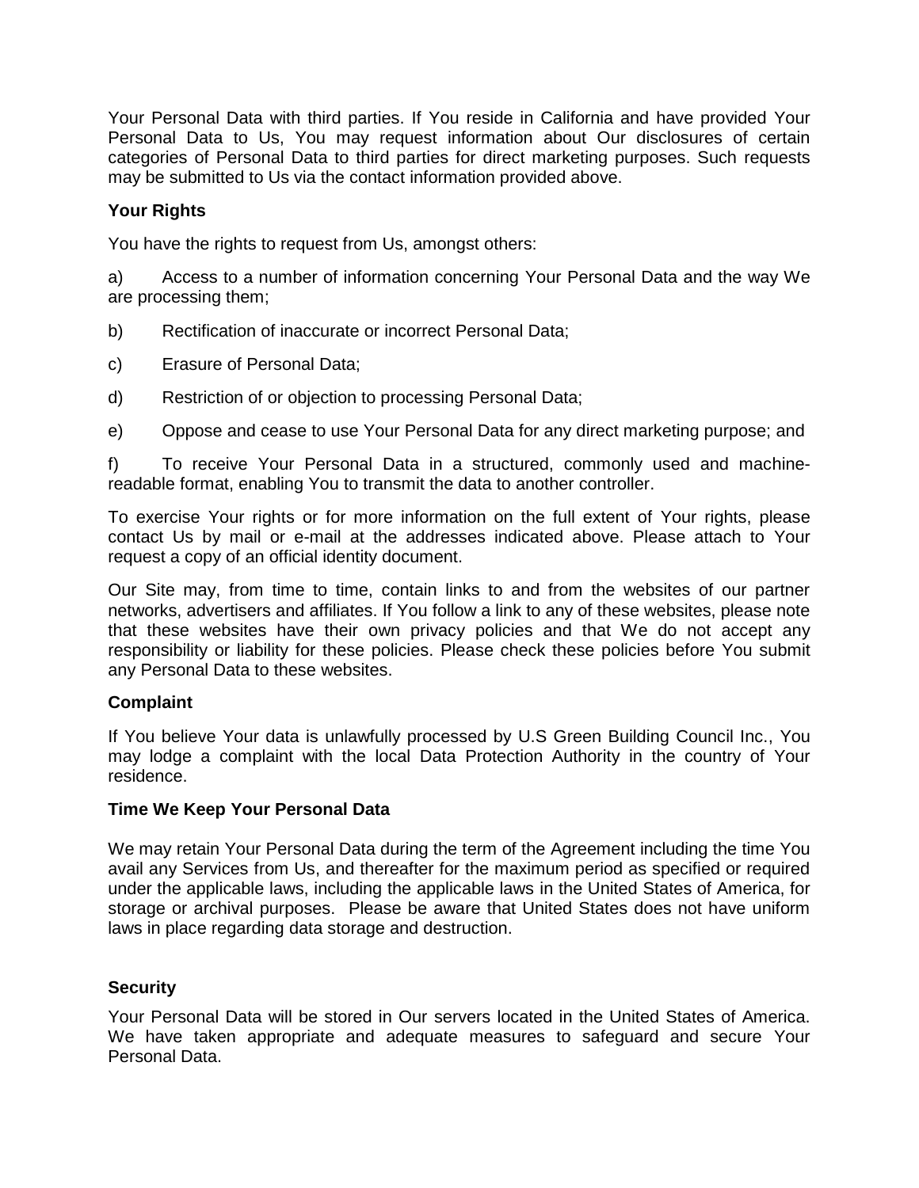Your Personal Data with third parties. If You reside in California and have provided Your Personal Data to Us, You may request information about Our disclosures of certain categories of Personal Data to third parties for direct marketing purposes. Such requests may be submitted to Us via the contact information provided above.

**Your Rights**

You have the rights to request from Us, amongst others:

a) Access to a number of information concerning Your Personal Data and the way We are processing them;

b) Rectification of inaccurate or incorrect Personal Data;

c) Erasure of Personal Data;

d) Restriction of or objection to processing Personal Data;

e) Oppose and cease to use Your Personal Data for any direct marketing purpose; and

f) To receive Your Personal Data in a structured, commonly used and machine-readable format, enabling You to transmit the data to another controller.

To exercise Your rights or for more information on the full extent of Your rights, please contact Us by mail or e-mail at the addresses indicated above. Please attach to Your request a copy of an official identity document.

Our Site may, from time to time, contain links to and from the websites of our partner networks, advertisers and affiliates. If You follow a link to any of these websites, please note that these websites have their own privacy policies and that We do not accept any responsibility or liability for these policies. Please check these policies before You submit any Personal Data to these websites.

**Complaint**

If You believe Your data is unlawfully processed by U.S Green Building Council Inc., You may lodge a complaint with the local Data Protection Authority in the country of Your residence.

**Time We Keep Your Personal Data**

We may retain Your Personal Data during the term of the Agreement including the time You avail any Services from Us, and thereafter for the maximum period as specified or required under the applicable laws, including the applicable laws in the United States of America, for storage or archival purposes. Please be aware that United States does not have uniform laws in place regarding data storage and destruction.

**Security**

Your Personal Data will be stored in Our servers located in the United States of America. We have taken appropriate and adequate measures to safeguard and secure Your Personal Data.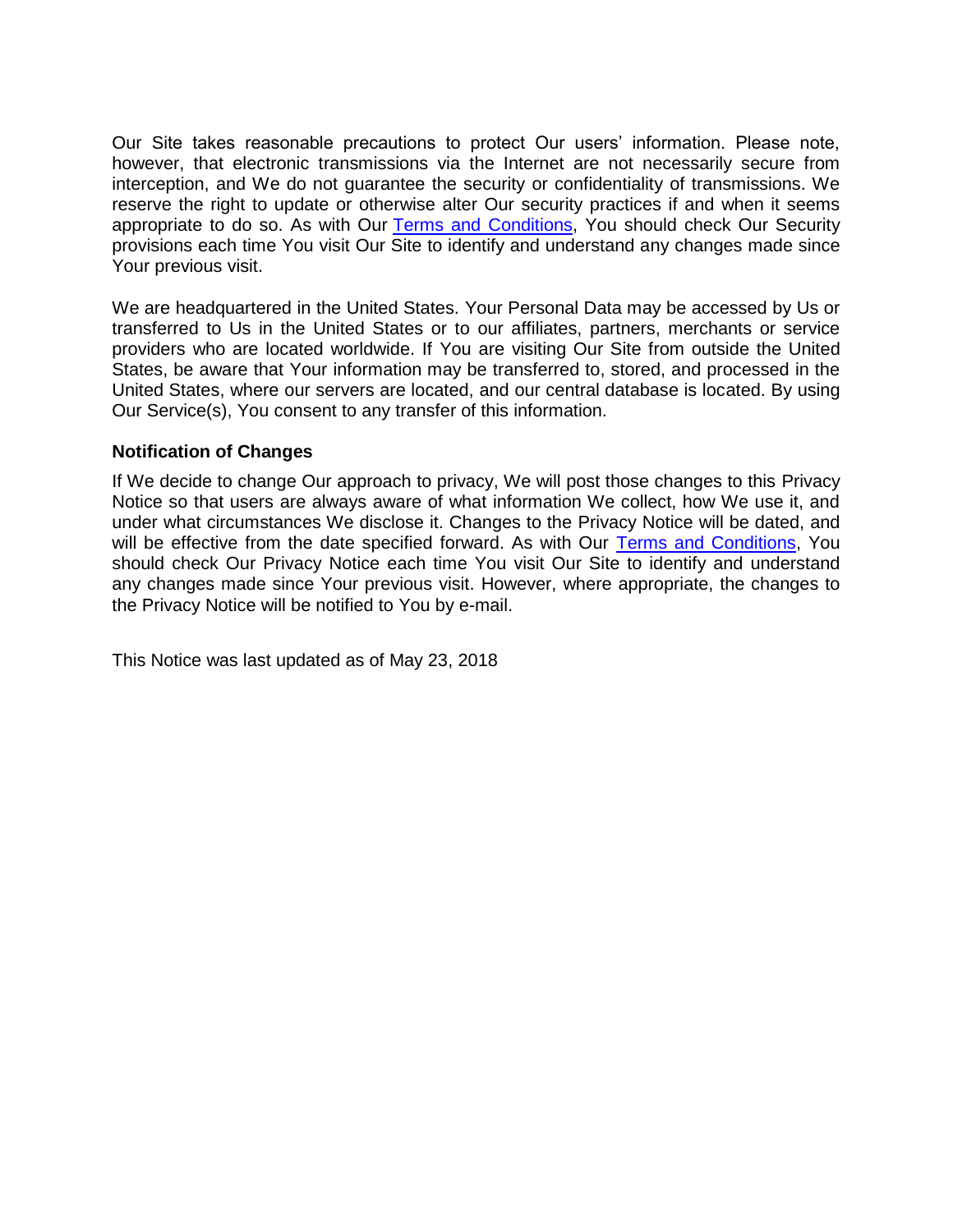Our Site takes reasonable precautions to protect Our users' information. Please note, however, that electronic transmissions via the Internet are not necessarily secure from interception, and We do not guarantee the security or confidentiality of transmissions. We reserve the right to update or otherwise alter Our security practices if and when it seems appropriate to do so. As with Our Terms and Conditions, You should check Our Security provisions each time You visit Our Site to identify and understand any changes made since Your previous visit.

We are headquartered in the United States. Your Personal Data may be accessed by Us or transferred to Us in the United States or to our affiliates, partners, merchants or service providers who are located worldwide. If You are visiting Our Site from outside the United States, be aware that Your information may be transferred to, stored, and processed in the United States, where our servers are located, and our central database is located. By using Our Service(s), You consent to any transfer of this information.

**Notification of Changes**

If We decide to change Our approach to privacy, We will post those changes to this Privacy Notice so that users are always aware of what information We collect, how We use it, and under what circumstances We disclose it. Changes to the Privacy Notice will be dated, and will be effective from the date specified forward. As with Our Terms and Conditions, You should check Our Privacy Notice each time You visit Our Site to identify and understand any changes made since Your previous visit. However, where appropriate, the changes to the Privacy Notice will be notified to You by e-mail.

This Notice was last updated as of May 23, 2018